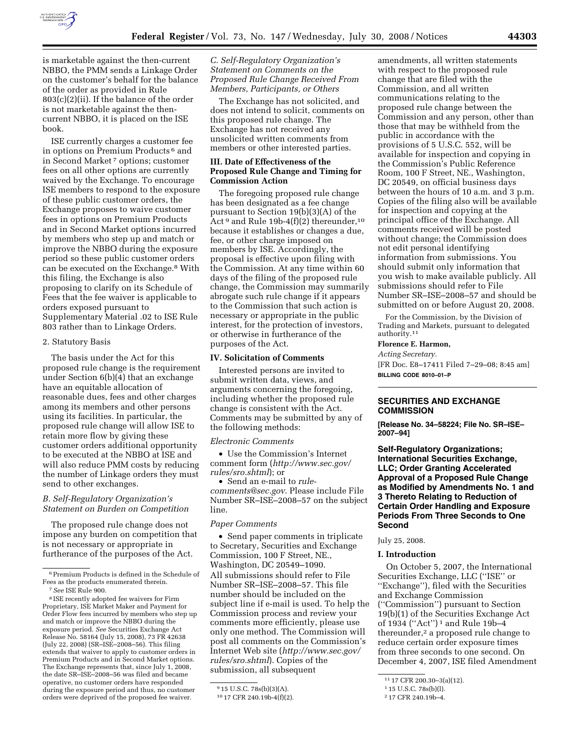is marketable against the then-current NBBO, the PMM sends a Linkage Order on the customer's behalf for the balance of the order as provided in Rule 803(c)(2)(ii). If the balance of the order is not marketable against the then-current NBBO, it is placed on the ISE book.

ISE currently charges a customer fee in options on Premium Products[6] and in Second Market[7] options; customer fees on all other options are currently waived by the Exchange. To encourage ISE members to respond to the exposure of these public customer orders, the Exchange proposes to waive customer fees in options on Premium Products and in Second Market options incurred by members who step up and match or improve the NBBO during the exposure period so these public customer orders can be executed on the Exchange.[8] With this filing, the Exchange is also proposing to clarify on its Schedule of Fees that the fee waiver is applicable to orders exposed pursuant to Supplementary Material .02 to ISE Rule 803 rather than to Linkage Orders.

2. Statutory Basis

The basis under the Act for this proposed rule change is the requirement under Section 6(b)(4) that an exchange have an equitable allocation of reasonable dues, fees and other charges among its members and other persons using its facilities. In particular, the proposed rule change will allow ISE to retain more flow by giving these customer orders additional opportunity to be executed at the NBBO at ISE and will also reduce PMM costs by reducing the number of Linkage orders they must send to other exchanges.

*B. Self-Regulatory Organization's Statement on Burden on Competition*

The proposed rule change does not impose any burden on competition that is not necessary or appropriate in furtherance of the purposes of the Act.

*C. Self-Regulatory Organization's Statement on Comments on the Proposed Rule Change Received From Members, Participants, or Others*

The Exchange has not solicited, and does not intend to solicit, comments on this proposed rule change. The Exchange has not received any unsolicited written comments from members or other interested parties.

**III. Date of Effectiveness of the Proposed Rule Change and Timing for Commission Action**

The foregoing proposed rule change has been designated as a fee change pursuant to Section 19(b)(3)(A) of the Act[9] and Rule 19b-4(f)(2) thereunder,[10] because it establishes or changes a due, fee, or other charge imposed on members by ISE. Accordingly, the proposal is effective upon filing with the Commission. At any time within 60 days of the filing of the proposed rule change, the Commission may summarily abrogate such rule change if it appears to the Commission that such action is necessary or appropriate in the public interest, for the protection of investors, or otherwise in furtherance of the purposes of the Act.

**IV. Solicitation of Comments**

Interested persons are invited to submit written data, views, and arguments concerning the foregoing, including whether the proposed rule change is consistent with the Act. Comments may be submitted by any of the following methods:

*Electronic Comments*

- Use the Commission's Internet comment form (*http://www.sec.gov/rules/sro.shtml*); or
- Send an e-mail to *rule-comments@sec.gov*. Please include File Number SR–ISE–2008–57 on the subject line.

*Paper Comments*

- Send paper comments in triplicate to Secretary, Securities and Exchange Commission, 100 F Street, NE., Washington, DC 20549–1090.

All submissions should refer to File Number SR–ISE–2008–57. This file number should be included on the subject line if e-mail is used. To help the Commission process and review your comments more efficiently, please use only one method. The Commission will post all comments on the Commission's Internet Web site (*http://www.sec.gov/rules/sro.shtml*). Copies of the submission, all subsequent amendments, all written statements with respect to the proposed rule change that are filed with the Commission, and all written communications relating to the proposed rule change between the Commission and any person, other than those that may be withheld from the public in accordance with the provisions of 5 U.S.C. 552, will be available for inspection and copying in the Commission's Public Reference Room, 100 F Street, NE., Washington, DC 20549, on official business days between the hours of 10 a.m. and 3 p.m. Copies of the filing also will be available for inspection and copying at the principal office of the Exchange. All comments received will be posted without change; the Commission does not edit personal identifying information from submissions. You should submit only information that you wish to make available publicly. All submissions should refer to File Number SR–ISE–2008–57 and should be submitted on or before August 20, 2008.

For the Commission, by the Division of Trading and Markets, pursuant to delegated authority.[11]

**Florence E. Harmon,**

*Acting Secretary.*

[FR Doc. E8–17411 Filed 7–29–08; 8:45 am]

**BILLING CODE 8010–01–P**

---

## SECURITIES AND EXCHANGE COMMISSION

**[Release No. 34–58224; File No. SR–ISE–2007–94]**

### Self-Regulatory Organizations; International Securities Exchange, LLC; Order Granting Accelerated Approval of a Proposed Rule Change as Modified by Amendments No. 1 and 3 Thereto Relating to Reduction of Certain Order Handling and Exposure Periods From Three Seconds to One Second

July 25, 2008.

**I. Introduction**

On October 5, 2007, the International Securities Exchange, LLC (''ISE'' or ''Exchange''), filed with the Securities and Exchange Commission (''Commission'') pursuant to Section 19(b)(1) of the Securities Exchange Act of 1934 (''Act'')[1] and Rule 19b–4 thereunder,[2] a proposed rule change to reduce certain order exposure times from three seconds to one second. On December 4, 2007, ISE filed Amendment

---

[6] Premium Products is defined in the Schedule of Fees as the products enumerated therein.

[7] *See* ISE Rule 900.

[8] ISE recently adopted fee waivers for Firm Proprietary, ISE Market Maker and Payment for Order Flow fees incurred by members who step up and match or improve the NBBO during the exposure period. *See* Securities Exchange Act Release No. 58164 (July 15, 2008), 73 FR 42638 (July 22, 2008) (SR–ISE–2008–56). This filing extends that waiver to apply to customer orders in Premium Products and in Second Market options. The Exchange represents that, since July 1, 2008, the date SR–ISE–2008–56 was filed and became operative, no customer orders have responded during the exposure period and thus, no customer orders were deprived of the proposed fee waiver.

[9] 15 U.S.C. 78s(b)(3)(A).

[10] 17 CFR 240.19b-4(f)(2).

[11] 17 CFR 200.30–3(a)(12).

[1] 15 U.S.C. 78s(b)(l).

[2] 17 CFR 240.19b–4.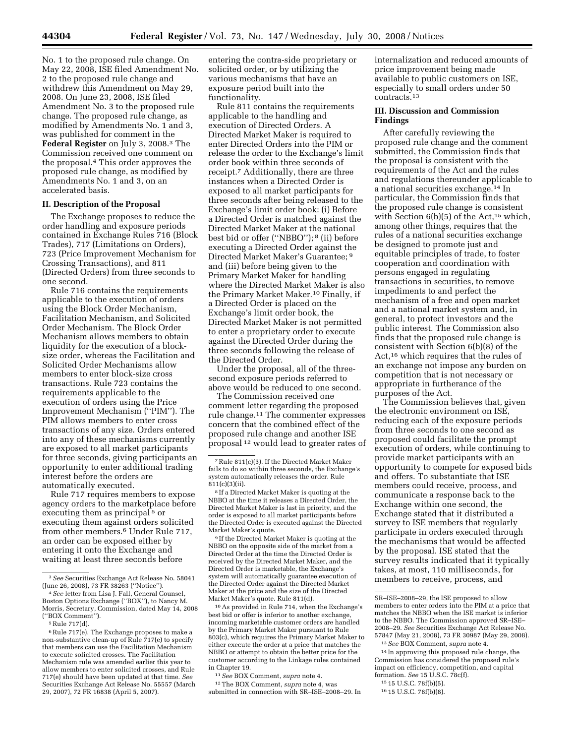No. 1 to the proposed rule change. On May 22, 2008, ISE filed Amendment No. 2 to the proposed rule change and withdrew this Amendment on May 29, 2008. On June 23, 2008, ISE filed Amendment No. 3 to the proposed rule change. The proposed rule change, as modified by Amendments No. 1 and 3, was published for comment in the **Federal Register** on July 3, 2008.[3] The Commission received one comment on the proposal.[4] This order approves the proposed rule change, as modified by Amendments No. 1 and 3, on an accelerated basis.

## II. Description of the Proposal

The Exchange proposes to reduce the order handling and exposure periods contained in Exchange Rules 716 (Block Trades), 717 (Limitations on Orders), 723 (Price Improvement Mechanism for Crossing Transactions), and 811 (Directed Orders) from three seconds to one second.

Rule 716 contains the requirements applicable to the execution of orders using the Block Order Mechanism, Facilitation Mechanism, and Solicited Order Mechanism. The Block Order Mechanism allows members to obtain liquidity for the execution of a block-size order, whereas the Facilitation and Solicited Order Mechanisms allow members to enter block-size cross transactions. Rule 723 contains the requirements applicable to the execution of orders using the Price Improvement Mechanism ("PIM"). The PIM allows members to enter cross transactions of any size. Orders entered into any of these mechanisms currently are exposed to all market participants for three seconds, giving participants an opportunity to enter additional trading interest before the orders are automatically executed.

Rule 717 requires members to expose agency orders to the marketplace before executing them as principal [5] or executing them against orders solicited from other members.[6] Under Rule 717, an order can be exposed either by entering it onto the Exchange and waiting at least three seconds before entering the contra-side proprietary or solicited order, or by utilizing the various mechanisms that have an exposure period built into the functionality.

Rule 811 contains the requirements applicable to the handling and execution of Directed Orders. A Directed Market Maker is required to enter Directed Orders into the PIM or release the order to the Exchange's limit order book within three seconds of receipt.[7] Additionally, there are three instances when a Directed Order is exposed to all market participants for three seconds after being released to the Exchange's limit order book: (i) Before a Directed Order is matched against the Directed Market Maker at the national best bid or offer ("NBBO"); [8] (ii) before executing a Directed Order against the Directed Market Maker's Guarantee; [9] and (iii) before being given to the Primary Market Maker for handling where the Directed Market Maker is also the Primary Market Maker.[10] Finally, if a Directed Order is placed on the Exchange's limit order book, the Directed Market Maker is not permitted to enter a proprietary order to execute against the Directed Order during the three seconds following the release of the Directed Order.

Under the proposal, all of the three-second exposure periods referred to above would be reduced to one second.

The Commission received one comment letter regarding the proposed rule change.[11] The commenter expresses concern that the combined effect of the proposed rule change and another ISE proposal [12] would lead to greater rates of internalization and reduced amounts of price improvement being made available to public customers on ISE, especially to small orders under 50 contracts.[13]

## III. Discussion and Commission Findings

After carefully reviewing the proposed rule change and the comment submitted, the Commission finds that the proposal is consistent with the requirements of the Act and the rules and regulations thereunder applicable to a national securities exchange.[14] In particular, the Commission finds that the proposed rule change is consistent with Section 6(b)(5) of the Act,[15] which, among other things, requires that the rules of a national securities exchange be designed to promote just and equitable principles of trade, to foster cooperation and coordination with persons engaged in regulating transactions in securities, to remove impediments to and perfect the mechanism of a free and open market and a national market system and, in general, to protect investors and the public interest. The Commission also finds that the proposed rule change is consistent with Section 6(b)(8) of the Act,[16] which requires that the rules of an exchange not impose any burden on competition that is not necessary or appropriate in furtherance of the purposes of the Act.

The Commission believes that, given the electronic environment on ISE, reducing each of the exposure periods from three seconds to one second as proposed could facilitate the prompt execution of orders, while continuing to provide market participants with an opportunity to compete for exposed bids and offers. To substantiate that ISE members could receive, process, and communicate a response back to the Exchange within one second, the Exchange stated that it distributed a survey to ISE members that regularly participate in orders executed through the mechanisms that would be affected by the proposal. ISE stated that the survey results indicated that it typically takes, at most, 110 milliseconds, for members to receive, process, and

---

[3] *See* Securities Exchange Act Release No. 58041 (June 26, 2008), 73 FR 38263 ("Notice").

[4] *See* letter from Lisa J. Fall, General Counsel, Boston Options Exchange ("BOX"), to Nancy M. Morris, Secretary, Commission, dated May 14, 2008 ("BOX Comment").

[5] Rule 717(d).

[6] Rule 717(e). The Exchange proposes to make a non-substantive clean-up of Rule 717(e) to specify that members can use the Facilitation Mechanism to execute solicited crosses. The Facilitation Mechanism rule was amended earlier this year to allow members to enter solicited crosses, and Rule 717(e) should have been updated at that time. *See* Securities Exchange Act Release No. 55557 (March 29, 2007), 72 FR 16838 (April 5, 2007).

[7] Rule 811(c)(3). If the Directed Market Maker fails to do so within three seconds, the Exchange's system automatically releases the order. Rule 811(c)(3)(ii).

[8] If a Directed Market Maker is quoting at the NBBO at the time it releases a Directed Order, the Directed Market Maker is last in priority, and the order is exposed to all market participants before the Directed Order is executed against the Directed Market Maker's quote.

[9] If the Directed Market Maker is quoting at the NBBO on the opposite side of the market from a Directed Order at the time the Directed Order is received by the Directed Market Maker, and the Directed Order is marketable, the Exchange's system will automatically guarantee execution of the Directed Order against the Directed Market Maker at the price and the size of the Directed Market Maker's quote. Rule 811(d).

[10] As provided in Rule 714, when the Exchange's best bid or offer is inferior to another exchange, incoming marketable customer orders are handled by the Primary Market Maker pursuant to Rule 803(c), which requires the Primary Market Maker to either execute the order at a price that matches the NBBO or attempt to obtain the better price for the customer according to the Linkage rules contained in Chapter 19.

[11] *See* BOX Comment, *supra* note 4.

[12] The BOX Comment, *supra* note 4, was submitted in connection with SR–ISE–2008–29. In SR–ISE–2008–29, the ISE proposed to allow members to enter orders into the PIM at a price that matches the NBBO when the ISE market is inferior to the NBBO. The Commission approved SR–ISE–2008–29. *See* Securities Exchange Act Release No. 57847 (May 21, 2008), 73 FR 30987 (May 29, 2008).

[13] *See* BOX Comment, *supra* note 4.

[14] In approving this proposed rule change, the Commission has considered the proposed rule's impact on efficiency, competition, and capital formation. *See* 15 U.S.C. 78c(f).

[15] 15 U.S.C. 78f(b)(5).

[16] 15 U.S.C. 78f(b)(8).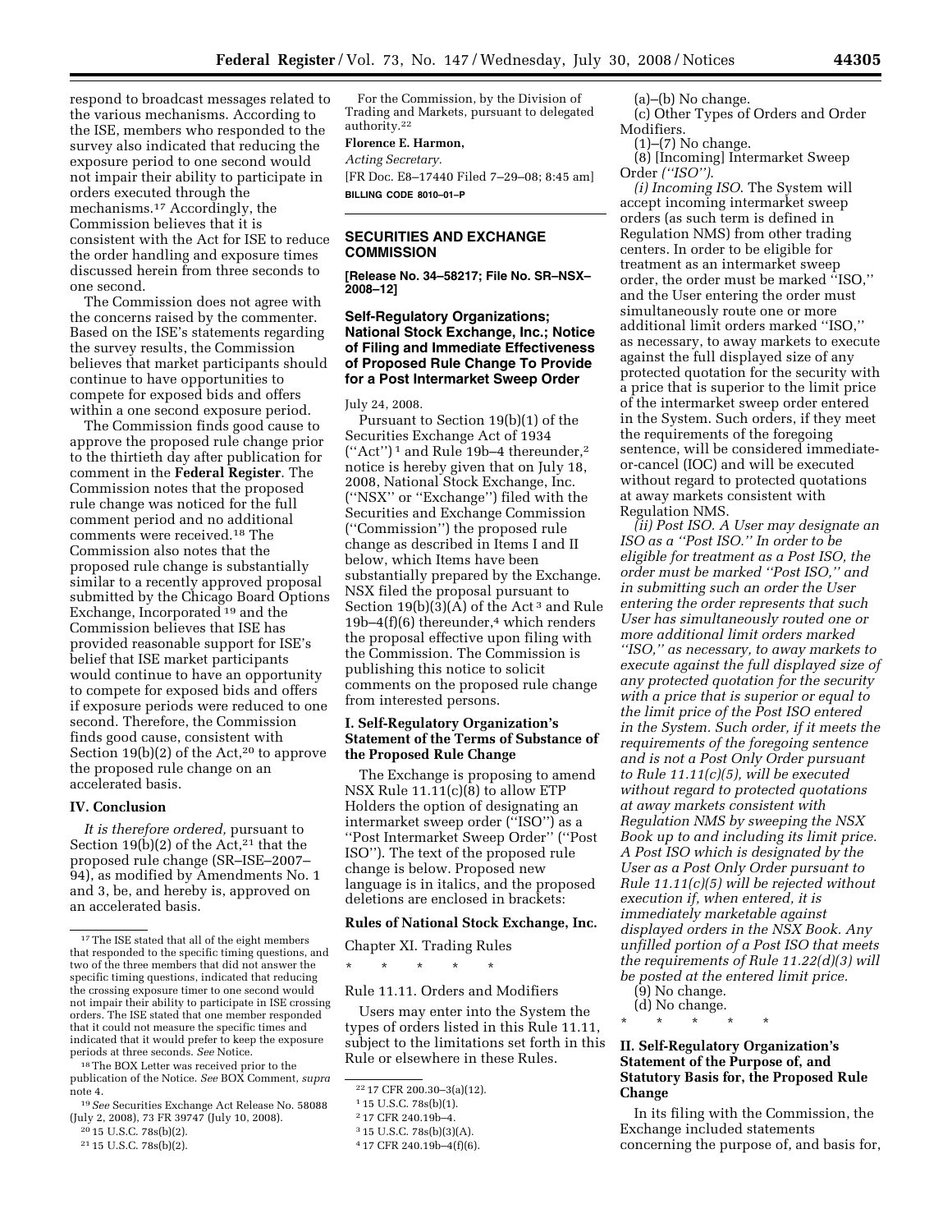respond to broadcast messages related to the various mechanisms. According to the ISE, members who responded to the survey also indicated that reducing the exposure period to one second would not impair their ability to participate in orders executed through the mechanisms.[17] Accordingly, the Commission believes that it is consistent with the Act for ISE to reduce the order handling and exposure times discussed herein from three seconds to one second.

The Commission does not agree with the concerns raised by the commenter. Based on the ISE's statements regarding the survey results, the Commission believes that market participants should continue to have opportunities to compete for exposed bids and offers within a one second exposure period.

The Commission finds good cause to approve the proposed rule change prior to the thirtieth day after publication for comment in the **Federal Register**. The Commission notes that the proposed rule change was noticed for the full comment period and no additional comments were received.[18] The Commission also notes that the proposed rule change is substantially similar to a recently approved proposal submitted by the Chicago Board Options Exchange, Incorporated[19] and the Commission believes that ISE has provided reasonable support for ISE's belief that ISE market participants would continue to have an opportunity to compete for exposed bids and offers if exposure periods were reduced to one second. Therefore, the Commission finds good cause, consistent with Section 19(b)(2) of the Act,[20] to approve the proposed rule change on an accelerated basis.

## IV. Conclusion

*It is therefore ordered,* pursuant to Section 19(b)(2) of the Act,[21] that the proposed rule change (SR–ISE–2007–94), as modified by Amendments No. 1 and 3, be, and hereby is, approved on an accelerated basis.

For the Commission, by the Division of Trading and Markets, pursuant to delegated authority.[22]

**Florence E. Harmon,**

*Acting Secretary.*

[FR Doc. E8–17440 Filed 7–29–08; 8:45 am]

**BILLING CODE 8010–01–P**

---

[17] The ISE stated that all of the eight members that responded to the specific timing questions, and two of the three members that did not answer the specific timing questions, indicated that reducing the crossing exposure timer to one second would not impair their ability to participate in ISE crossing orders. The ISE stated that one member responded that it could not measure the specific times and indicated that it would prefer to keep the exposure periods at three seconds. *See* Notice.

[18] The BOX Letter was received prior to the publication of the Notice. *See* BOX Comment, *supra* note 4.

[19] *See* Securities Exchange Act Release No. 58088 (July 2, 2008), 73 FR 39747 (July 10, 2008).

[20] 15 U.S.C. 78s(b)(2).

[21] 15 U.S.C. 78s(b)(2).

[22] 17 CFR 200.30–3(a)(12).

---

## SECURITIES AND EXCHANGE COMMISSION

**[Release No. 34–58217; File No. SR–NSX–2008–12]**

## Self-Regulatory Organizations; National Stock Exchange, Inc.; Notice of Filing and Immediate Effectiveness of Proposed Rule Change To Provide for a Post Intermarket Sweep Order

July 24, 2008.

Pursuant to Section 19(b)(1) of the Securities Exchange Act of 1934 (''Act'')[1] and Rule 19b–4 thereunder,[2] notice is hereby given that on July 18, 2008, National Stock Exchange, Inc. (''NSX'' or ''Exchange'') filed with the Securities and Exchange Commission (''Commission'') the proposed rule change as described in Items I and II below, which Items have been substantially prepared by the Exchange. NSX filed the proposal pursuant to Section 19(b)(3)(A) of the Act[3] and Rule 19b–4(f)(6) thereunder,[4] which renders the proposal effective upon filing with the Commission. The Commission is publishing this notice to solicit comments on the proposed rule change from interested persons.

### I. Self-Regulatory Organization's Statement of the Terms of Substance of the Proposed Rule Change

The Exchange is proposing to amend NSX Rule 11.11(c)(8) to allow ETP Holders the option of designating an intermarket sweep order (''ISO'') as a ''Post Intermarket Sweep Order'' (''Post ISO''). The text of the proposed rule change is below. Proposed new language is in italics, and the proposed deletions are enclosed in brackets:

**Rules of National Stock Exchange, Inc.**

Chapter XI. Trading Rules

\* \* \* \* \*

Rule 11.11. Orders and Modifiers

Users may enter into the System the types of orders listed in this Rule 11.11, subject to the limitations set forth in this Rule or elsewhere in these Rules.

(a)–(b) No change.

(c) Other Types of Orders and Order Modifiers.

(1)–(7) No change.

(8) [Incoming] Intermarket Sweep Order *(''ISO'')*.

*(i) Incoming ISO.* The System will accept incoming intermarket sweep orders (as such term is defined in Regulation NMS) from other trading centers. In order to be eligible for treatment as an intermarket sweep order, the order must be marked ''ISO,'' and the User entering the order must simultaneously route one or more additional limit orders marked ''ISO,'' as necessary, to away markets to execute against the full displayed size of any protected quotation for the security with a price that is superior to the limit price of the intermarket sweep order entered in the System. Such orders, if they meet the requirements of the foregoing sentence, will be considered immediate-or-cancel (IOC) and will be executed without regard to protected quotations at away markets consistent with Regulation NMS.

*(ii) Post ISO. A User may designate an ISO as a ''Post ISO.'' In order to be eligible for treatment as a Post ISO, the order must be marked ''Post ISO,'' and in submitting such an order the User entering the order represents that such User has simultaneously routed one or more additional limit orders marked ''ISO,'' as necessary, to away markets to execute against the full displayed size of any protected quotation for the security with a price that is superior or equal to the limit price of the Post ISO entered in the System. Such order, if it meets the requirements of the foregoing sentence and is not a Post Only Order pursuant to Rule 11.11(c)(5), will be executed without regard to protected quotations at away markets consistent with Regulation NMS by sweeping the NSX Book up to and including its limit price. A Post ISO which is designated by the User as a Post Only Order pursuant to Rule 11.11(c)(5) will be rejected without execution if, when entered, it is immediately marketable against displayed orders in the NSX Book. Any unfilled portion of a Post ISO that meets the requirements of Rule 11.22(d)(3) will be posted at the entered limit price.*

(9) No change.

(d) No change.

\* \* \* \* \*

### II. Self-Regulatory Organization's Statement of the Purpose of, and Statutory Basis for, the Proposed Rule Change

In its filing with the Commission, the Exchange included statements concerning the purpose of, and basis for,

---

[1] 15 U.S.C. 78s(b)(1).

[2] 17 CFR 240.19b–4.

[3] 15 U.S.C. 78s(b)(3)(A).

[4] 17 CFR 240.19b–4(f)(6).